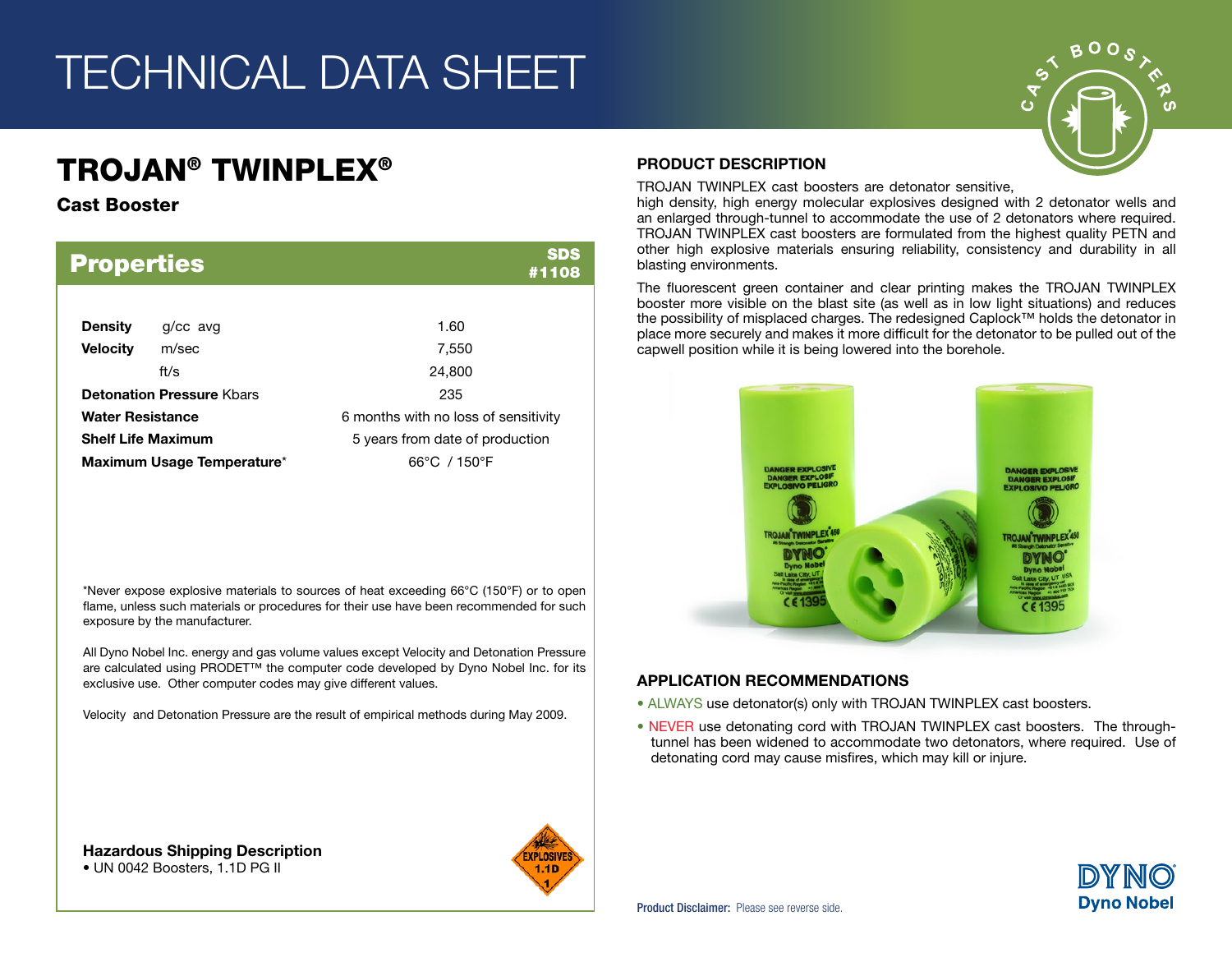# TECHNICAL DATA SHEET

## TROJAN® TWINPLEX®

**Cast Booster**

### Properties

SDS #1108

| Property | | Value |
|---|---|---|
| **Density** | g/cc avg | 1.60 |
| **Velocity** | m/sec | 7,550 |
| | ft/s | 24,800 |
| **Detonation Pressure** Kbars | | 235 |
| **Water Resistance** | | 6 months with no loss of sensitivity |
| **Shelf Life Maximum** | | 5 years from date of production |
| **Maximum Usage Temperature*** | | 66°C / 150°F |

*Never expose explosive materials to sources of heat exceeding 66°C (150°F) or to open flame, unless such materials or procedures for their use have been recommended for such exposure by the manufacturer.

All Dyno Nobel Inc. energy and gas volume values except Velocity and Detonation Pressure are calculated using PRODET™ the computer code developed by Dyno Nobel Inc. for its exclusive use. Other computer codes may give different values.

Velocity and Detonation Pressure are the result of empirical methods during May 2009.

**Hazardous Shipping Description**

- UN 0042 Boosters, 1.1D PG II

### PRODUCT DESCRIPTION

TROJAN TWINPLEX cast boosters are detonator sensitive, high density, high energy molecular explosives designed with 2 detonator wells and an enlarged through-tunnel to accommodate the use of 2 detonators where required. TROJAN TWINPLEX cast boosters are formulated from the highest quality PETN and other high explosive materials ensuring reliability, consistency and durability in all blasting environments.

The fluorescent green container and clear printing makes the TROJAN TWINPLEX booster more visible on the blast site (as well as in low light situations) and reduces the possibility of misplaced charges. The redesigned Caplock™ holds the detonator in place more securely and makes it more difficult for the detonator to be pulled out of the capwell position while it is being lowered into the borehole.

### APPLICATION RECOMMENDATIONS

- ALWAYS use detonator(s) only with TROJAN TWINPLEX cast boosters.
- NEVER use detonating cord with TROJAN TWINPLEX cast boosters. The through-tunnel has been widened to accommodate two detonators, where required. Use of detonating cord may cause misfires, which may kill or injure.

**Product Disclaimer:** Please see reverse side.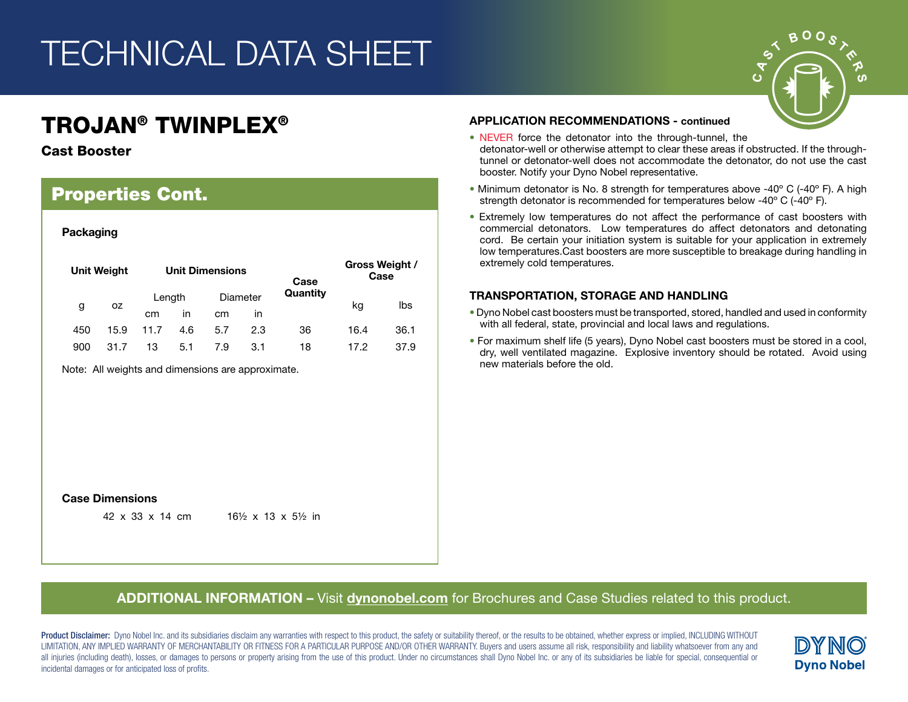# TECHNICAL DATA SHEET

## TROJAN® TWINPLEX®

**Cast Booster**

## Properties Cont.

**Packaging**

| Unit Weight | | Unit Dimensions | | | | Case Quantity | Gross Weight / Case | |
|---|---|---|---|---|---|---|---|---|
| | | Length | | Diameter | | | | |
| g | oz | cm | in | cm | in | | kg | lbs |
| 450 | 15.9 | 11.7 | 4.6 | 5.7 | 2.3 | 36 | 16.4 | 36.1 |
| 900 | 31.7 | 13 | 5.1 | 7.9 | 3.1 | 18 | 17.2 | 37.9 |

Note: All weights and dimensions are approximate.

**Case Dimensions**

42 x 33 x 14 cm    16½ x 13 x 5½ in

### APPLICATION RECOMMENDATIONS - continued

- NEVER force the detonator into the through-tunnel, the detonator-well or otherwise attempt to clear these areas if obstructed. If the through-tunnel or detonator-well does not accommodate the detonator, do not use the cast booster. Notify your Dyno Nobel representative.
- Minimum detonator is No. 8 strength for temperatures above -40º C (-40º F). A high strength detonator is recommended for temperatures below -40º C (-40º F).
- Extremely low temperatures do not affect the performance of cast boosters with commercial detonators. Low temperatures do affect detonators and detonating cord. Be certain your initiation system is suitable for your application in extremely low temperatures.Cast boosters are more susceptible to breakage during handling in extremely cold temperatures.

### TRANSPORTATION, STORAGE AND HANDLING

- Dyno Nobel cast boosters must be transported, stored, handled and used in conformity with all federal, state, provincial and local laws and regulations.
- For maximum shelf life (5 years), Dyno Nobel cast boosters must be stored in a cool, dry, well ventilated magazine. Explosive inventory should be rotated. Avoid using new materials before the old.

**ADDITIONAL INFORMATION –** Visit **dynonobel.com** for Brochures and Case Studies related to this product.

**Product Disclaimer:** Dyno Nobel Inc. and its subsidiaries disclaim any warranties with respect to this product, the safety or suitability thereof, or the results to be obtained, whether express or implied, INCLUDING WITHOUT LIMITATION, ANY IMPLIED WARRANTY OF MERCHANTABILITY OR FITNESS FOR A PARTICULAR PURPOSE AND/OR OTHER WARRANTY. Buyers and users assume all risk, responsibility and liability whatsoever from any and all injuries (including death), losses, or damages to persons or property arising from the use of this product. Under no circumstances shall Dyno Nobel Inc. or any of its subsidiaries be liable for special, consequential or incidental damages or for anticipated loss of profits.